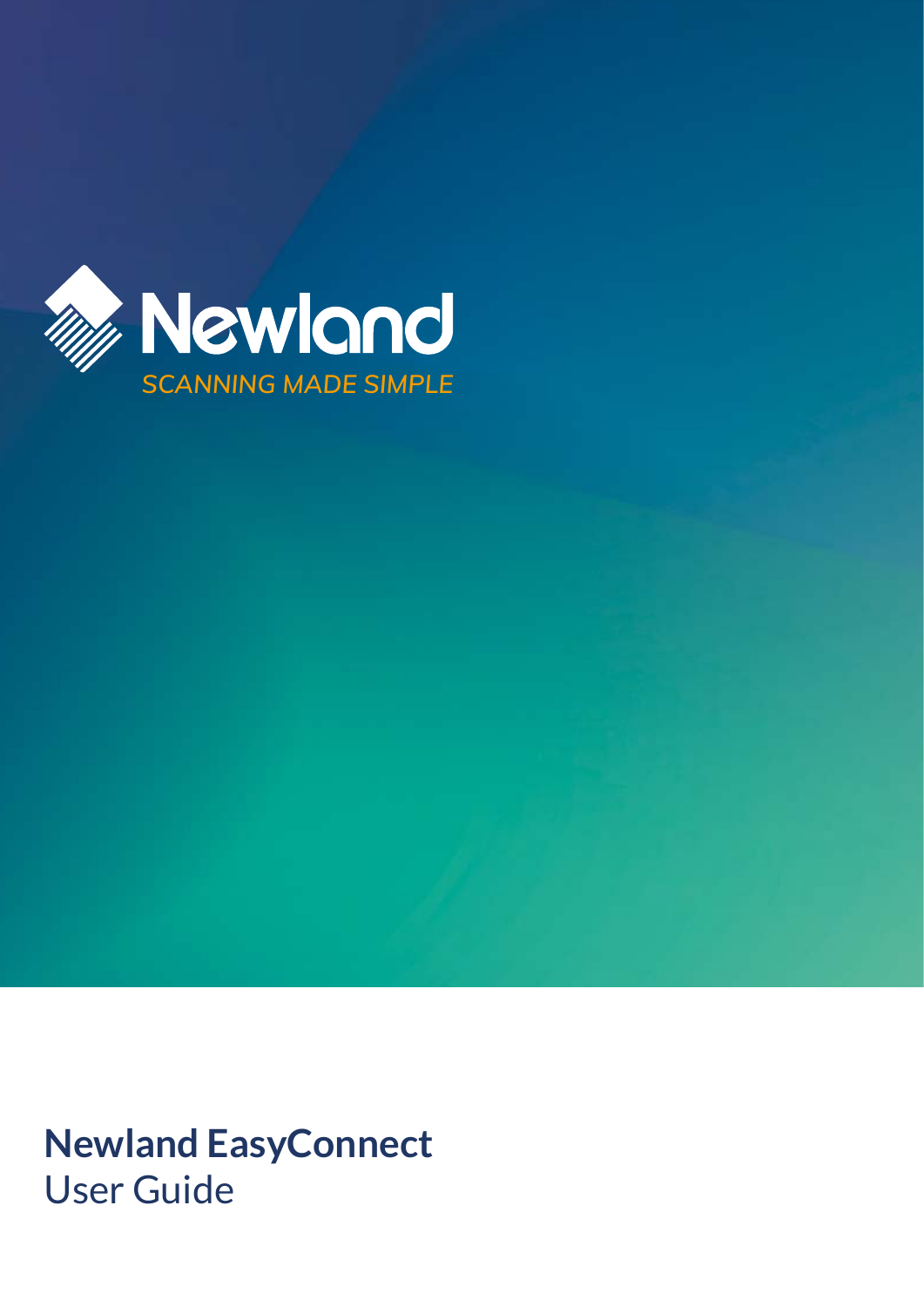Newland

SCANNING MADE SIMPLE

# Newland EasyConnect

User Guide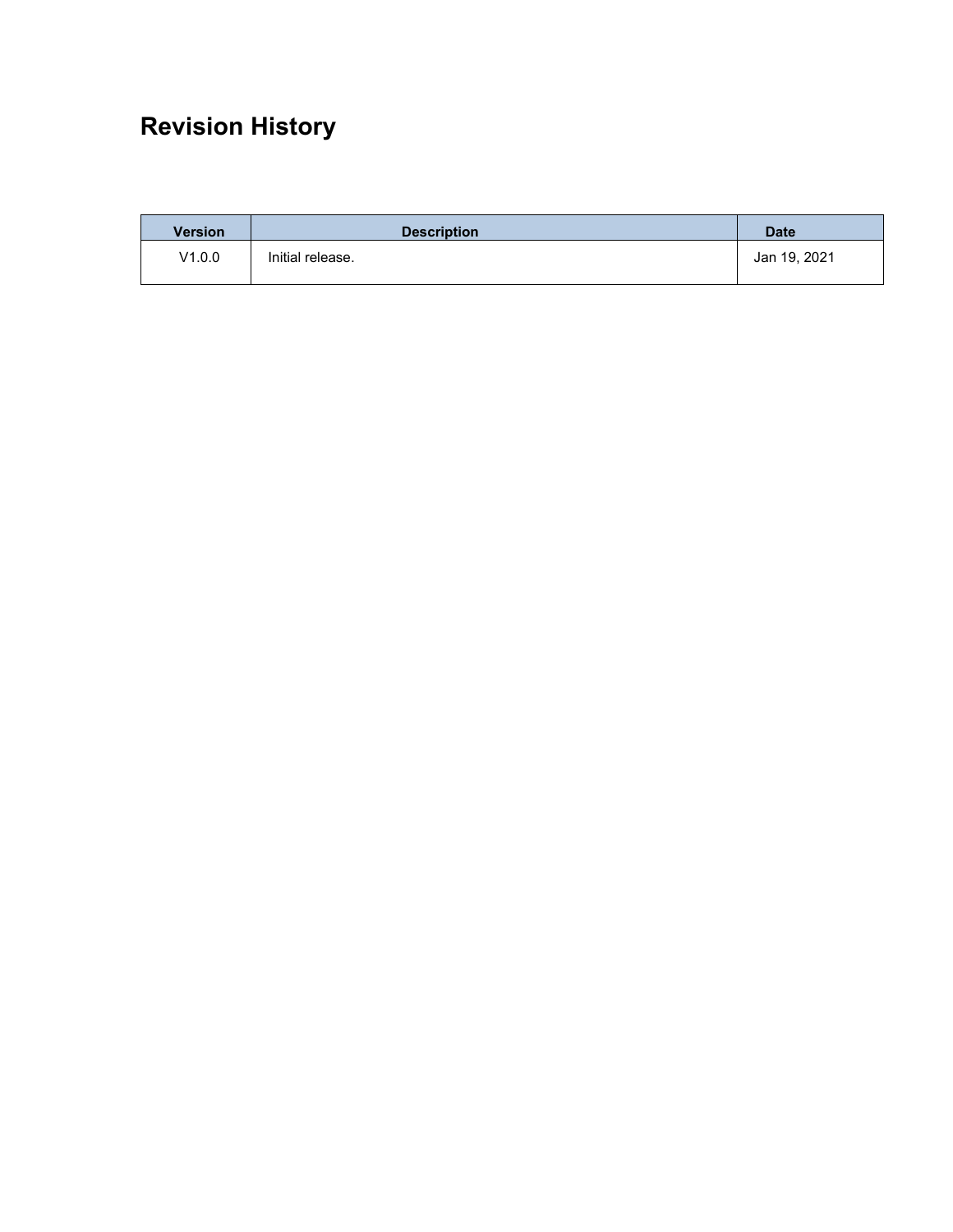# Revision History

| Version | Description | Date |
| --- | --- | --- |
| V1.0.0 | Initial release. | Jan 19, 2021 |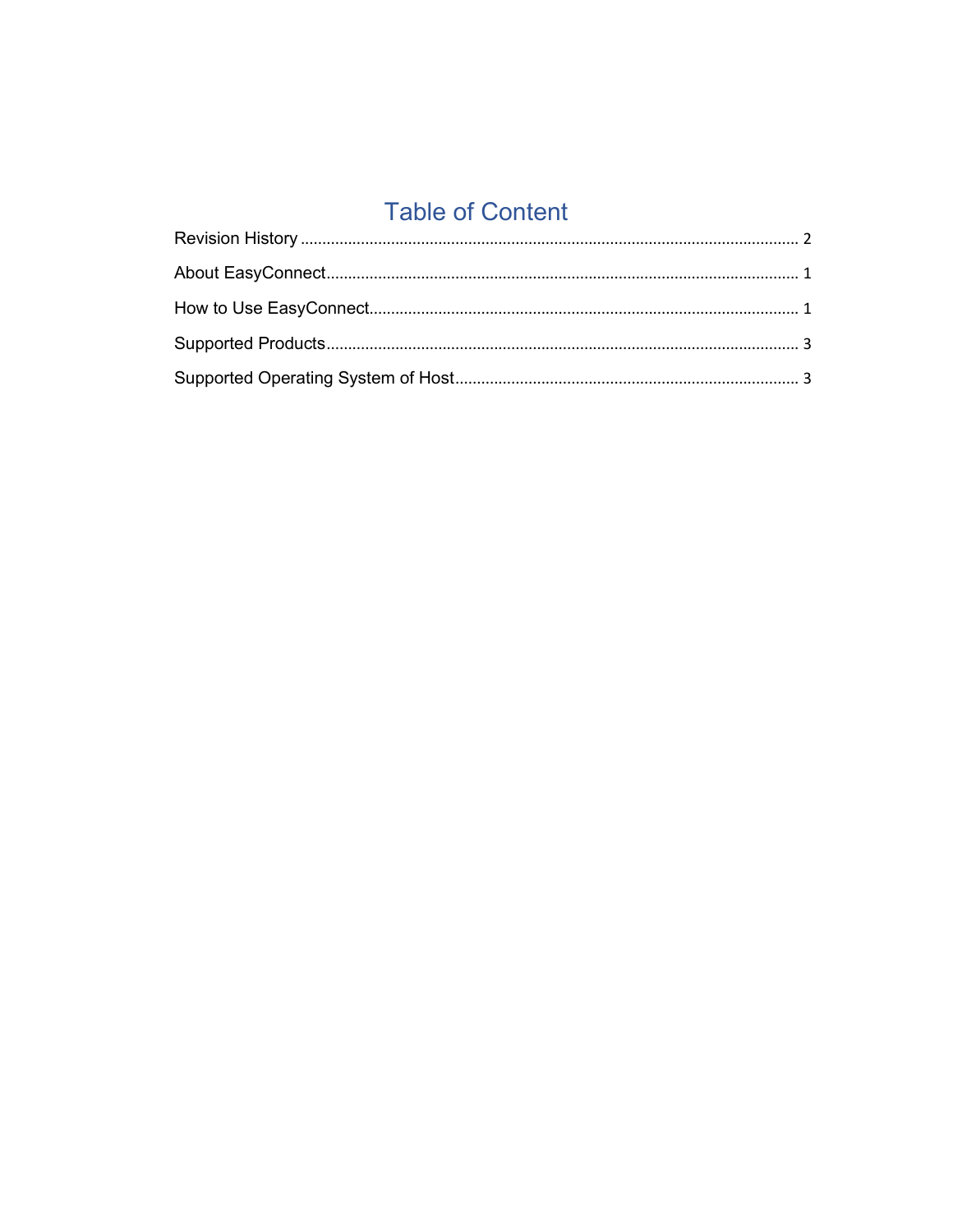# Table of Content

Revision History .................................................................................................................. 2

About EasyConnect............................................................................................................ 1

How to Use EasyConnect.................................................................................................. 1

Supported Products............................................................................................................ 3

Supported Operating System of Host............................................................................... 3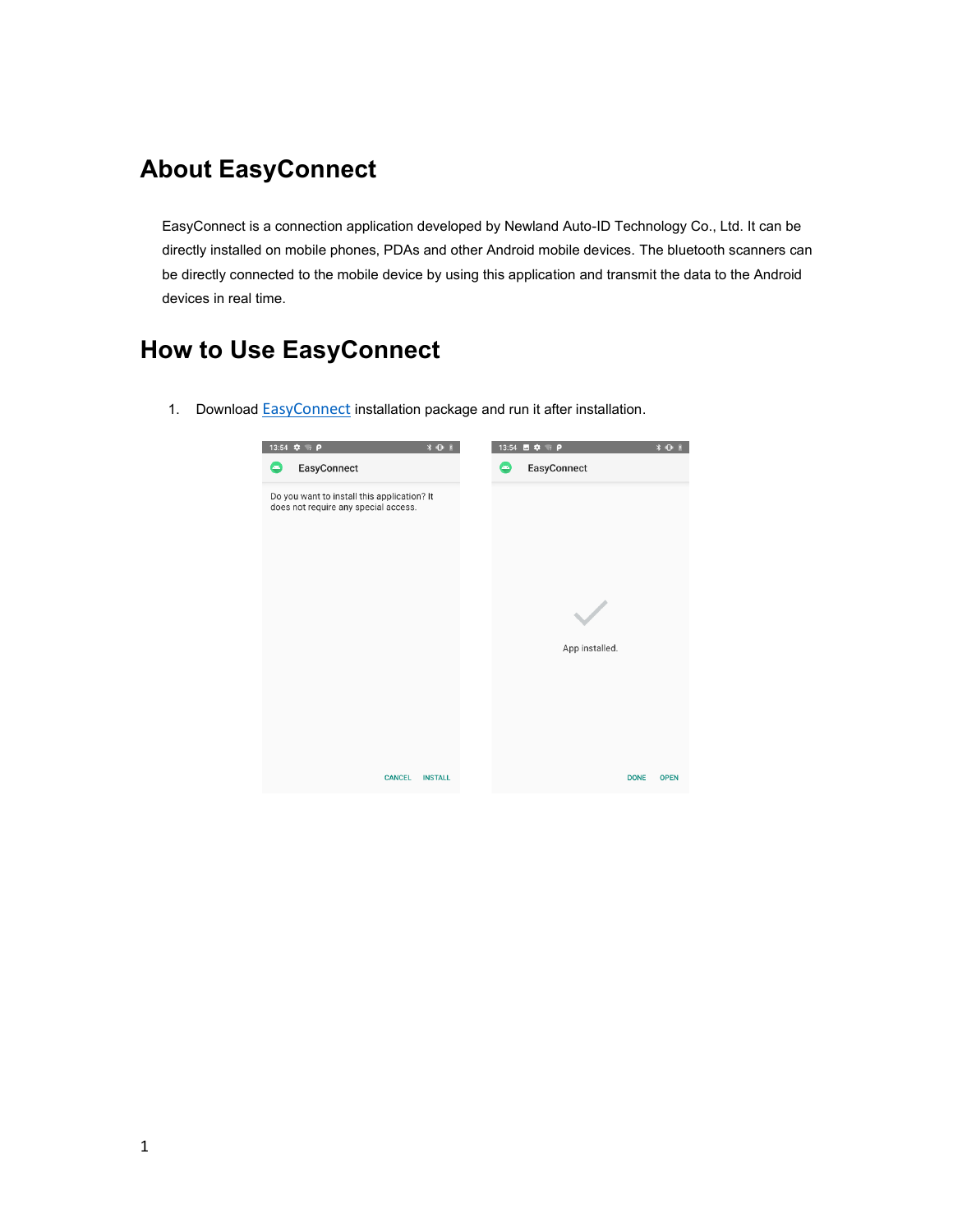# About EasyConnect

EasyConnect is a connection application developed by Newland Auto-ID Technology Co., Ltd. It can be directly installed on mobile phones, PDAs and other Android mobile devices. The bluetooth scanners can be directly connected to the mobile device by using this application and transmit the data to the Android devices in real time.

# How to Use EasyConnect

1. Download EasyConnect installation package and run it after installation.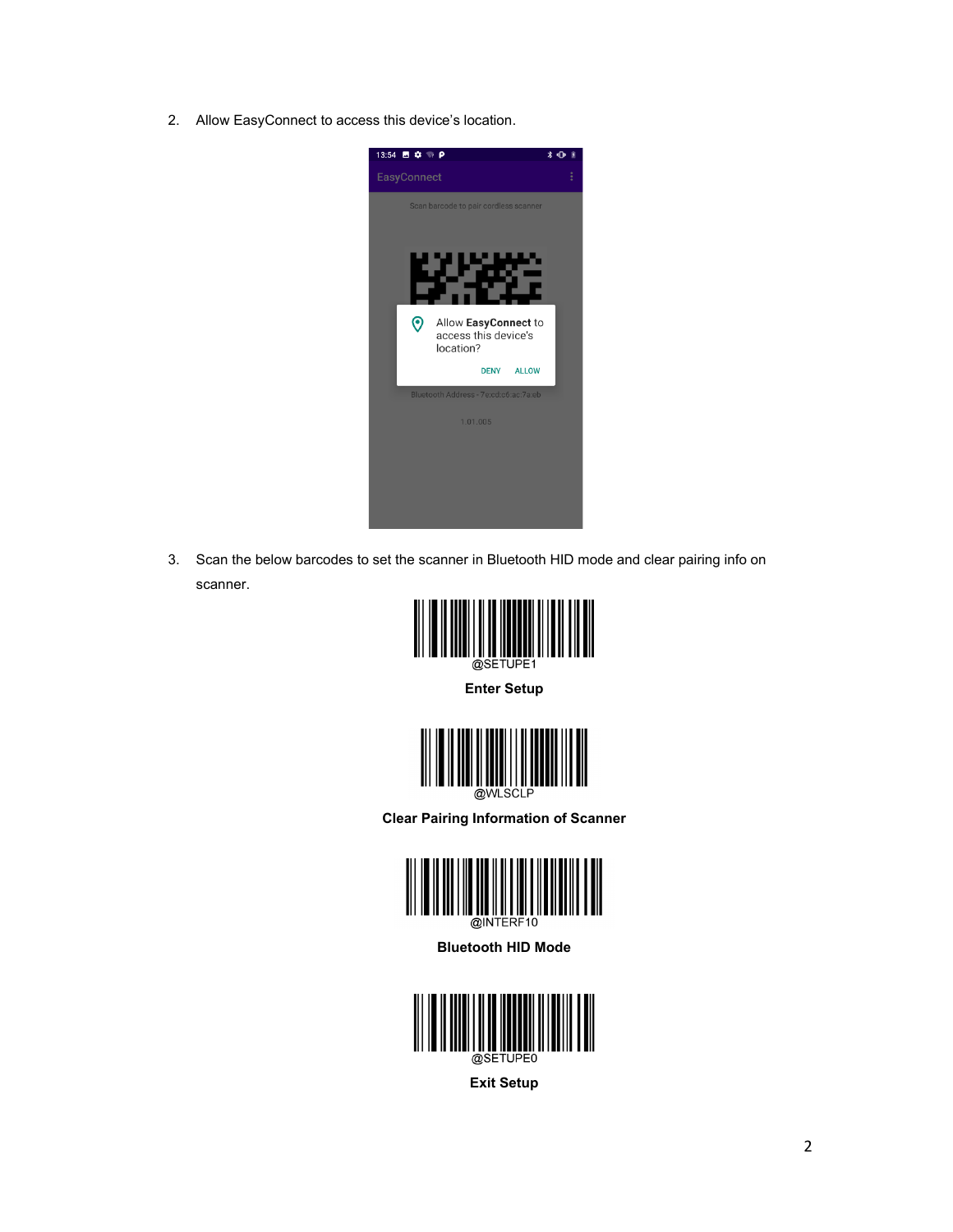2. Allow EasyConnect to access this device's location.

3. Scan the below barcodes to set the scanner in Bluetooth HID mode and clear pairing info on scanner.

@SETUPE1

**Enter Setup**

@WLSCLP

**Clear Pairing Information of Scanner**

@INTERF10

**Bluetooth HID Mode**

@SETUPE0

**Exit Setup**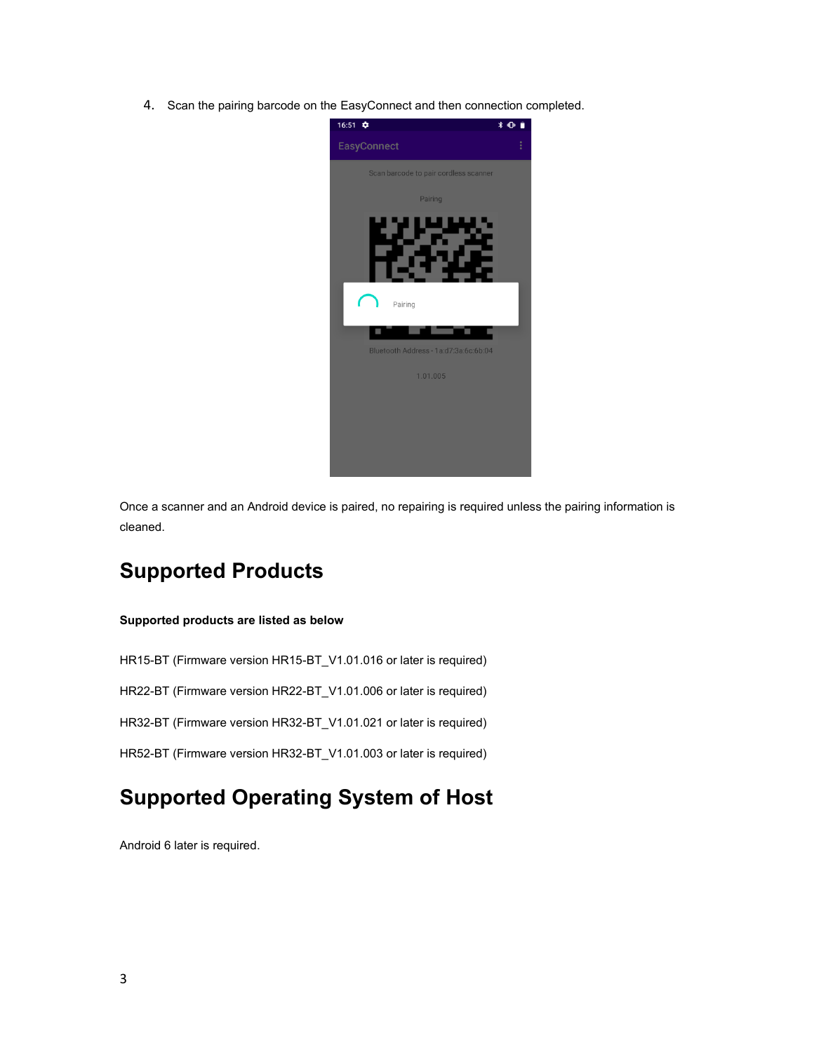4. Scan the pairing barcode on the EasyConnect and then connection completed.

Once a scanner and an Android device is paired, no repairing is required unless the pairing information is cleaned.

# Supported Products

**Supported products are listed as below**

HR15-BT (Firmware version HR15-BT_V1.01.016 or later is required)

HR22-BT (Firmware version HR22-BT_V1.01.006 or later is required)

HR32-BT (Firmware version HR32-BT_V1.01.021 or later is required)

HR52-BT (Firmware version HR32-BT_V1.01.003 or later is required)

# Supported Operating System of Host

Android 6 later is required.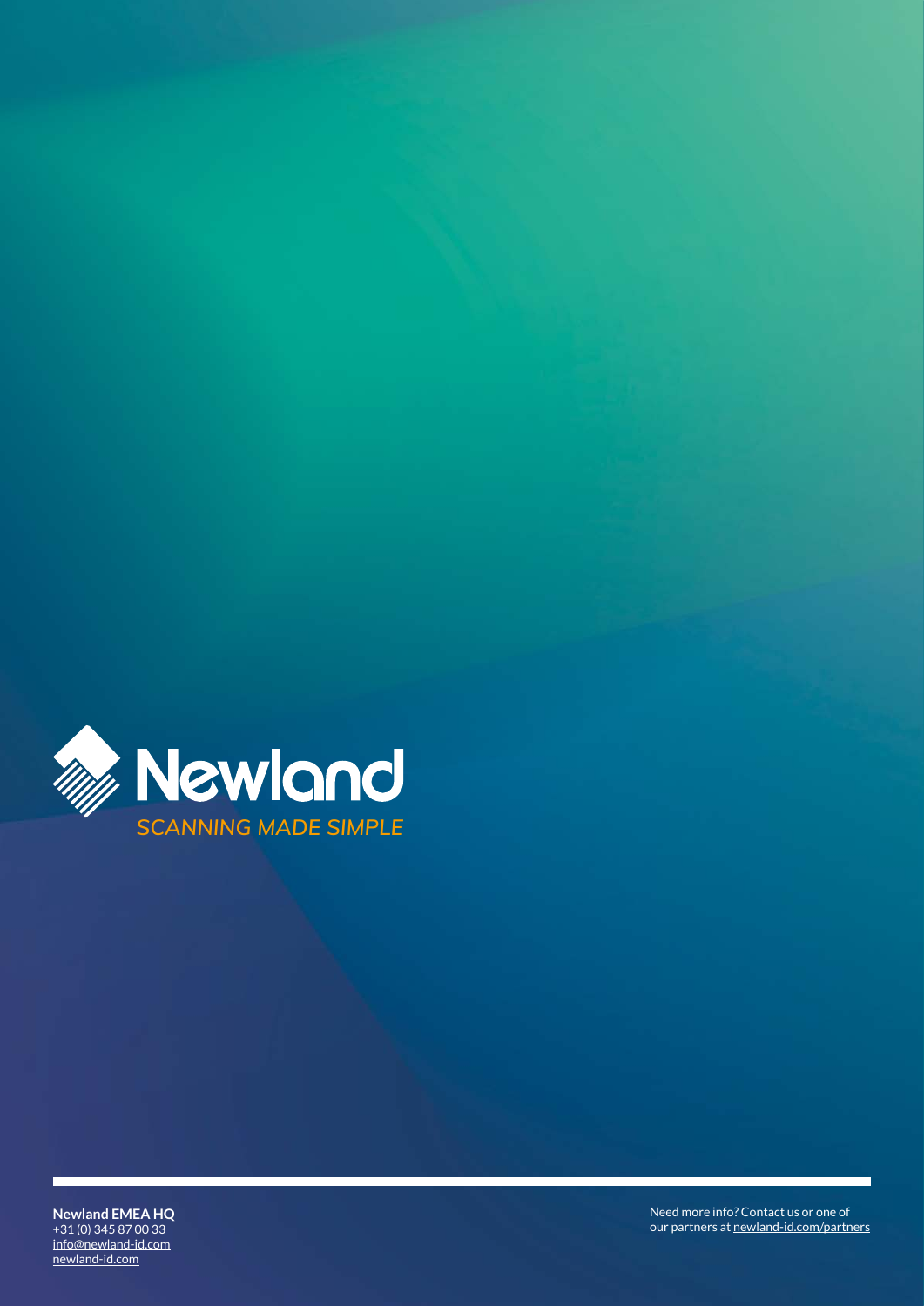Newland

SCANNING MADE SIMPLE

**Newland EMEA HQ**
+31 (0) 345 87 00 33
info@newland-id.com
newland-id.com

Need more info? Contact us or one of our partners at newland-id.com/partners